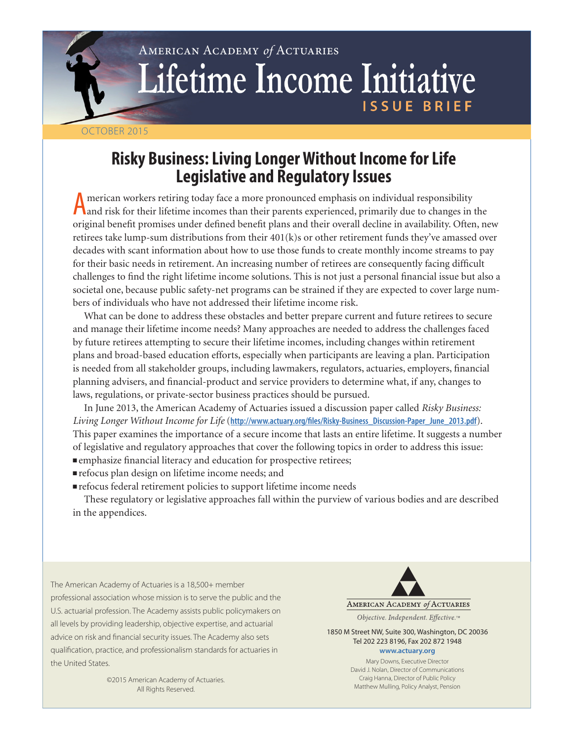American Academy *of* Actuaries

# Lifetime Income Initiative

ISSUE BRIEF

OCTOBER 2015

## Risky Business: Living Longer Without Income for Life Legislative and Regulatory Issues

American workers retiring today face a more pronounced emphasis on individual responsibility and risk for their lifetime incomes than their parents experienced, primarily due to changes in the original benefit promises under defined benefit plans and their overall decline in availability. Often, new retirees take lump-sum distributions from their 401(k)s or other retirement funds they've amassed over decades with scant information about how to use those funds to create monthly income streams to pay for their basic needs in retirement. An increasing number of retirees are consequently facing difficult challenges to find the right lifetime income solutions. This is not just a personal financial issue but also a societal one, because public safety-net programs can be strained if they are expected to cover large numbers of individuals who have not addressed their lifetime income risk.

What can be done to address these obstacles and better prepare current and future retirees to secure and manage their lifetime income needs? Many approaches are needed to address the challenges faced by future retirees attempting to secure their lifetime incomes, including changes within retirement plans and broad-based education efforts, especially when participants are leaving a plan. Participation is needed from all stakeholder groups, including lawmakers, regulators, actuaries, employers, financial planning advisers, and financial-product and service providers to determine what, if any, changes to laws, regulations, or private-sector business practices should be pursued.

In June 2013, the American Academy of Actuaries issued a discussion paper called *Risky Business: Living Longer Without Income for Life* (**http://www.actuary.org/files/Risky-Business_Discussion-Paper_June_2013.pdf**). This paper examines the importance of a secure income that lasts an entire lifetime. It suggests a number of legislative and regulatory approaches that cover the following topics in order to address this issue:

- emphasize financial literacy and education for prospective retirees;
- refocus plan design on lifetime income needs; and
- refocus federal retirement policies to support lifetime income needs

These regulatory or legislative approaches fall within the purview of various bodies and are described in the appendices.

---

The American Academy of Actuaries is a 18,500+ member professional association whose mission is to serve the public and the U.S. actuarial profession. The Academy assists public policymakers on all levels by providing leadership, objective expertise, and actuarial advice on risk and financial security issues. The Academy also sets qualification, practice, and professionalism standards for actuaries in the United States.

©2015 American Academy of Actuaries. All Rights Reserved.

American Academy *of* Actuaries

*Objective. Independent. Effective.*™

1850 M Street NW, Suite 300, Washington, DC 20036
Tel 202 223 8196, Fax 202 872 1948
**www.actuary.org**

Mary Downs, Executive Director
David J. Nolan, Director of Communications
Craig Hanna, Director of Public Policy
Matthew Mulling, Policy Analyst, Pension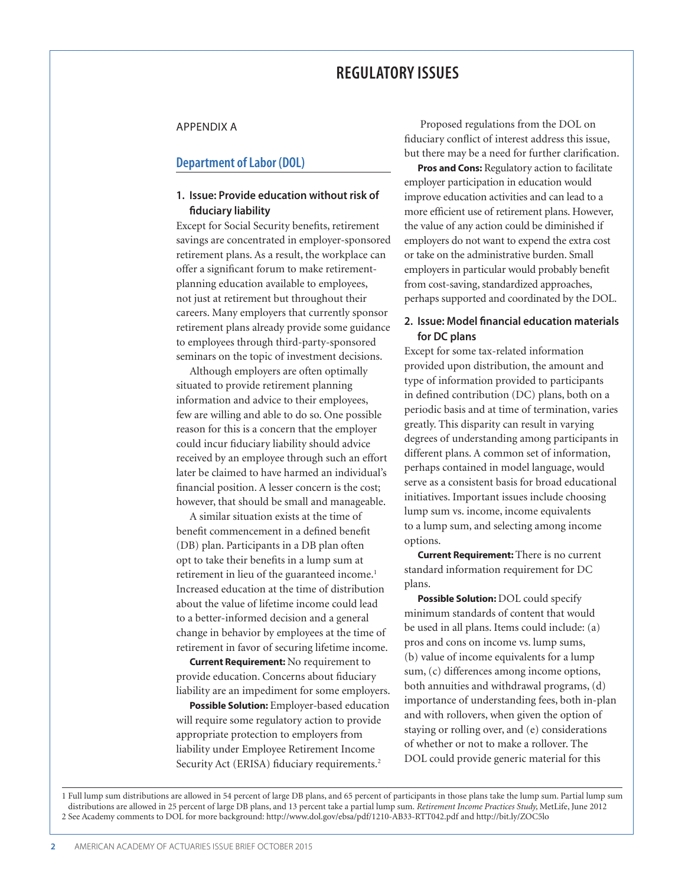# REGULATORY ISSUES

APPENDIX A

## Department of Labor (DOL)

### 1. Issue: Provide education without risk of fiduciary liability

Except for Social Security benefits, retirement savings are concentrated in employer-sponsored retirement plans. As a result, the workplace can offer a significant forum to make retirement-planning education available to employees, not just at retirement but throughout their careers. Many employers that currently sponsor retirement plans already provide some guidance to employees through third-party-sponsored seminars on the topic of investment decisions.

Although employers are often optimally situated to provide retirement planning information and advice to their employees, few are willing and able to do so. One possible reason for this is a concern that the employer could incur fiduciary liability should advice received by an employee through such an effort later be claimed to have harmed an individual's financial position. A lesser concern is the cost; however, that should be small and manageable.

A similar situation exists at the time of benefit commencement in a defined benefit (DB) plan. Participants in a DB plan often opt to take their benefits in a lump sum at retirement in lieu of the guaranteed income.[1] Increased education at the time of distribution about the value of lifetime income could lead to a better-informed decision and a general change in behavior by employees at the time of retirement in favor of securing lifetime income.

**Current Requirement:** No requirement to provide education. Concerns about fiduciary liability are an impediment for some employers.

**Possible Solution:** Employer-based education will require some regulatory action to provide appropriate protection to employers from liability under Employee Retirement Income Security Act (ERISA) fiduciary requirements.[2]

Proposed regulations from the DOL on fiduciary conflict of interest address this issue, but there may be a need for further clarification.

**Pros and Cons:** Regulatory action to facilitate employer participation in education would improve education activities and can lead to a more efficient use of retirement plans. However, the value of any action could be diminished if employers do not want to expend the extra cost or take on the administrative burden. Small employers in particular would probably benefit from cost-saving, standardized approaches, perhaps supported and coordinated by the DOL.

### 2. Issue: Model financial education materials for DC plans

Except for some tax-related information provided upon distribution, the amount and type of information provided to participants in defined contribution (DC) plans, both on a periodic basis and at time of termination, varies greatly. This disparity can result in varying degrees of understanding among participants in different plans. A common set of information, perhaps contained in model language, would serve as a consistent basis for broad educational initiatives. Important issues include choosing lump sum vs. income, income equivalents to a lump sum, and selecting among income options.

**Current Requirement:** There is no current standard information requirement for DC plans.

**Possible Solution:** DOL could specify minimum standards of content that would be used in all plans. Items could include: (a) pros and cons on income vs. lump sums, (b) value of income equivalents for a lump sum, (c) differences among income options, both annuities and withdrawal programs, (d) importance of understanding fees, both in-plan and with rollovers, when given the option of staying or rolling over, and (e) considerations of whether or not to make a rollover. The DOL could provide generic material for this

---

1 Full lump sum distributions are allowed in 54 percent of large DB plans, and 65 percent of participants in those plans take the lump sum. Partial lump sum distributions are allowed in 25 percent of large DB plans, and 13 percent take a partial lump sum. *Retirement Income Practices Study*, MetLife, June 2012

2 See Academy comments to DOL for more background: http://www.dol.gov/ebsa/pdf/1210-AB33-RTT042.pdf and http://bit.ly/ZOC5lo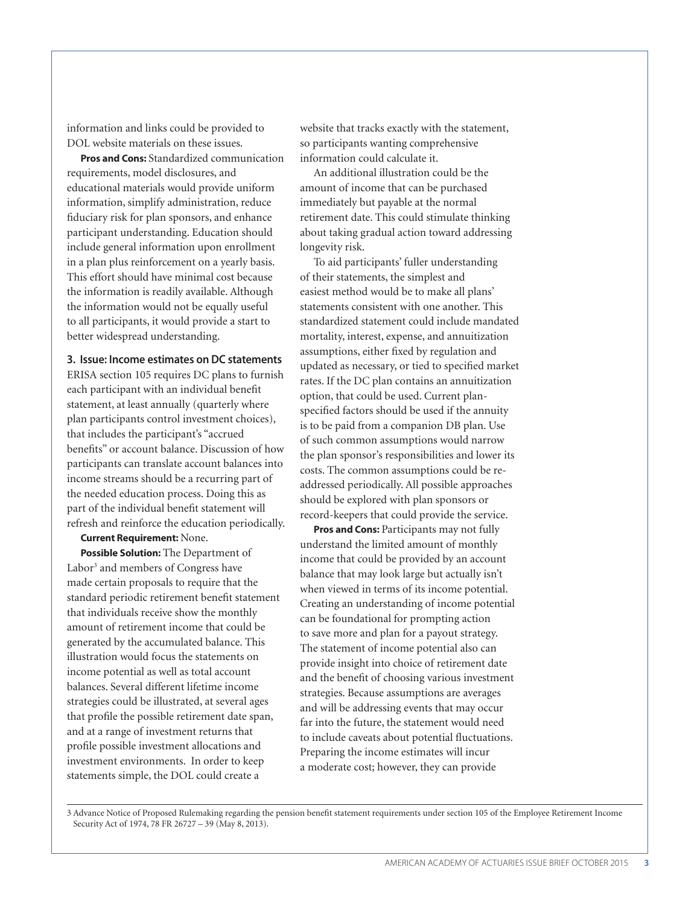information and links could be provided to DOL website materials on these issues.

**Pros and Cons:** Standardized communication requirements, model disclosures, and educational materials would provide uniform information, simplify administration, reduce fiduciary risk for plan sponsors, and enhance participant understanding. Education should include general information upon enrollment in a plan plus reinforcement on a yearly basis. This effort should have minimal cost because the information is readily available. Although the information would not be equally useful to all participants, it would provide a start to better widespread understanding.

### 3. Issue: Income estimates on DC statements

ERISA section 105 requires DC plans to furnish each participant with an individual benefit statement, at least annually (quarterly where plan participants control investment choices), that includes the participant's "accrued benefits" or account balance. Discussion of how participants can translate account balances into income streams should be a recurring part of the needed education process. Doing this as part of the individual benefit statement will refresh and reinforce the education periodically.

**Current Requirement:** None.

**Possible Solution:** The Department of Labor[3] and members of Congress have made certain proposals to require that the standard periodic retirement benefit statement that individuals receive show the monthly amount of retirement income that could be generated by the accumulated balance. This illustration would focus the statements on income potential as well as total account balances. Several different lifetime income strategies could be illustrated, at several ages that profile the possible retirement date span, and at a range of investment returns that profile possible investment allocations and investment environments. In order to keep statements simple, the DOL could create a website that tracks exactly with the statement, so participants wanting comprehensive information could calculate it.

An additional illustration could be the amount of income that can be purchased immediately but payable at the normal retirement date. This could stimulate thinking about taking gradual action toward addressing longevity risk.

To aid participants' fuller understanding of their statements, the simplest and easiest method would be to make all plans' statements consistent with one another. This standardized statement could include mandated mortality, interest, expense, and annuitization assumptions, either fixed by regulation and updated as necessary, or tied to specified market rates. If the DC plan contains an annuitization option, that could be used. Current plan-specified factors should be used if the annuity is to be paid from a companion DB plan. Use of such common assumptions would narrow the plan sponsor's responsibilities and lower its costs. The common assumptions could be re-addressed periodically. All possible approaches should be explored with plan sponsors or record-keepers that could provide the service.

**Pros and Cons:** Participants may not fully understand the limited amount of monthly income that could be provided by an account balance that may look large but actually isn't when viewed in terms of its income potential. Creating an understanding of income potential can be foundational for prompting action to save more and plan for a payout strategy. The statement of income potential also can provide insight into choice of retirement date and the benefit of choosing various investment strategies. Because assumptions are averages and will be addressing events that may occur far into the future, the statement would need to include caveats about potential fluctuations. Preparing the income estimates will incur a moderate cost; however, they can provide

---

3 Advance Notice of Proposed Rulemaking regarding the pension benefit statement requirements under section 105 of the Employee Retirement Income Security Act of 1974, 78 FR 26727 – 39 (May 8, 2013).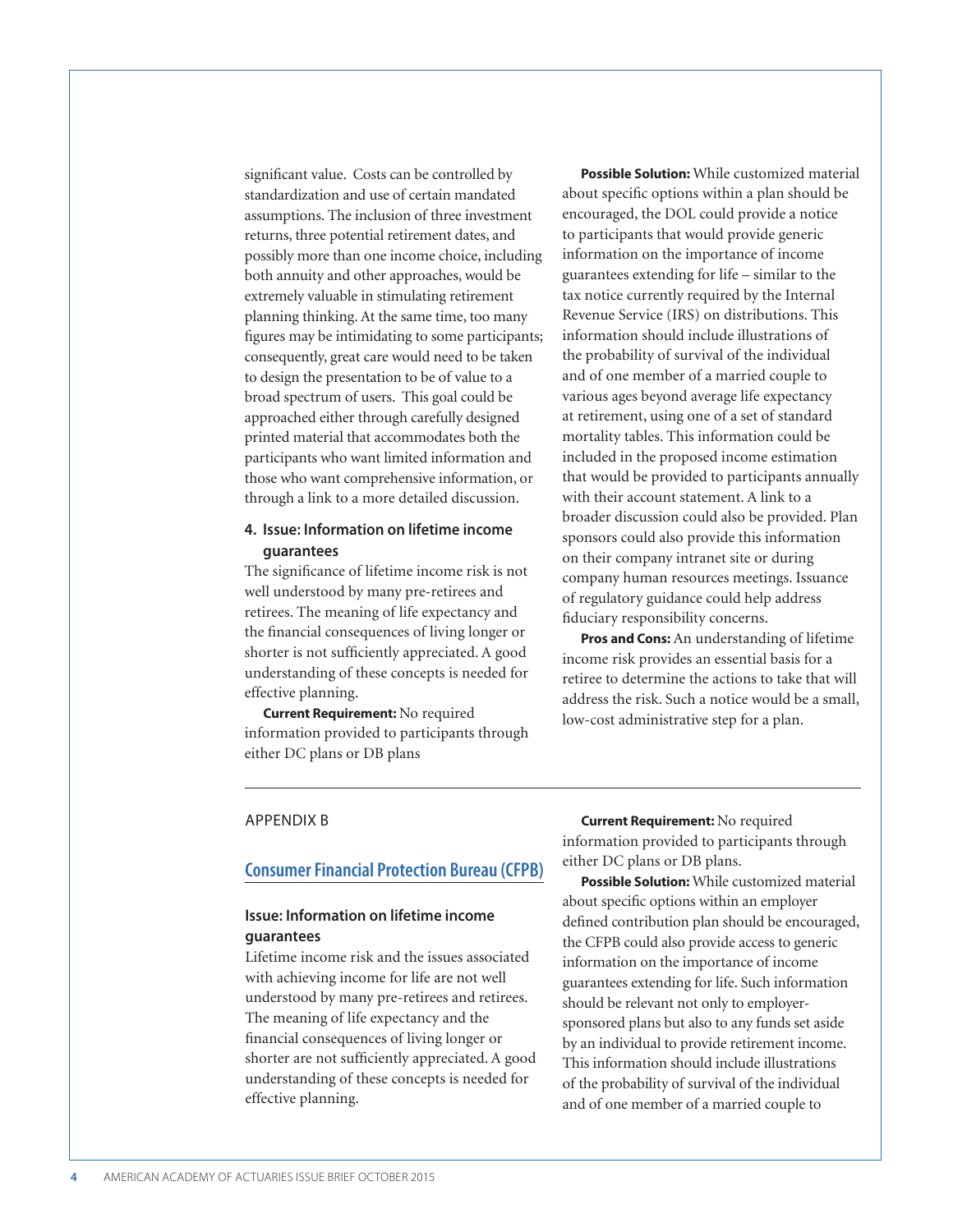significant value. Costs can be controlled by standardization and use of certain mandated assumptions. The inclusion of three investment returns, three potential retirement dates, and possibly more than one income choice, including both annuity and other approaches, would be extremely valuable in stimulating retirement planning thinking. At the same time, too many figures may be intimidating to some participants; consequently, great care would need to be taken to design the presentation to be of value to a broad spectrum of users. This goal could be approached either through carefully designed printed material that accommodates both the participants who want limited information and those who want comprehensive information, or through a link to a more detailed discussion.

### 4. Issue: Information on lifetime income guarantees

The significance of lifetime income risk is not well understood by many pre-retirees and retirees. The meaning of life expectancy and the financial consequences of living longer or shorter is not sufficiently appreciated. A good understanding of these concepts is needed for effective planning.

**Current Requirement:** No required information provided to participants through either DC plans or DB plans

**Possible Solution:** While customized material about specific options within a plan should be encouraged, the DOL could provide a notice to participants that would provide generic information on the importance of income guarantees extending for life – similar to the tax notice currently required by the Internal Revenue Service (IRS) on distributions. This information should include illustrations of the probability of survival of the individual and of one member of a married couple to various ages beyond average life expectancy at retirement, using one of a set of standard mortality tables. This information could be included in the proposed income estimation that would be provided to participants annually with their account statement. A link to a broader discussion could also be provided. Plan sponsors could also provide this information on their company intranet site or during company human resources meetings. Issuance of regulatory guidance could help address fiduciary responsibility concerns.

**Pros and Cons:** An understanding of lifetime income risk provides an essential basis for a retiree to determine the actions to take that will address the risk. Such a notice would be a small, low-cost administrative step for a plan.

---

APPENDIX B

## Consumer Financial Protection Bureau (CFPB)

### Issue: Information on lifetime income guarantees

Lifetime income risk and the issues associated with achieving income for life are not well understood by many pre-retirees and retirees. The meaning of life expectancy and the financial consequences of living longer or shorter are not sufficiently appreciated. A good understanding of these concepts is needed for effective planning.

**Current Requirement:** No required information provided to participants through either DC plans or DB plans.

**Possible Solution:** While customized material about specific options within an employer defined contribution plan should be encouraged, the CFPB could also provide access to generic information on the importance of income guarantees extending for life. Such information should be relevant not only to employer-sponsored plans but also to any funds set aside by an individual to provide retirement income. This information should include illustrations of the probability of survival of the individual and of one member of a married couple to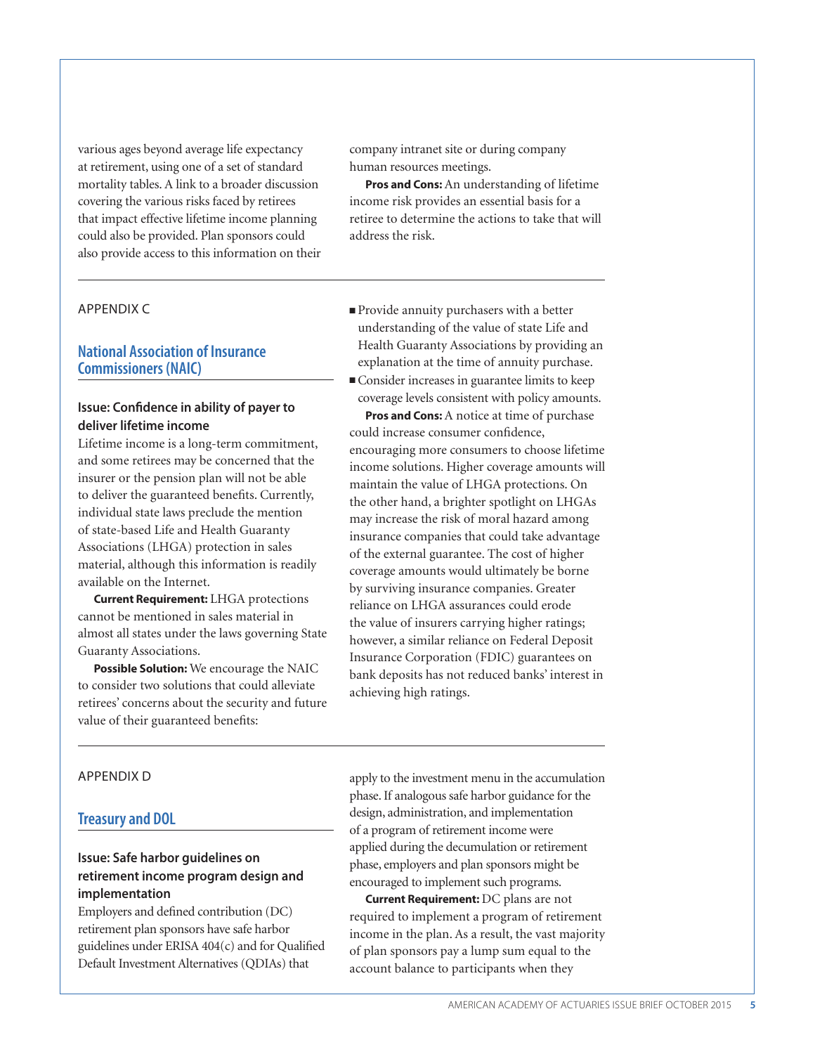various ages beyond average life expectancy at retirement, using one of a set of standard mortality tables. A link to a broader discussion covering the various risks faced by retirees that impact effective lifetime income planning could also be provided. Plan sponsors could also provide access to this information on their company intranet site or during company human resources meetings.

**Pros and Cons:** An understanding of lifetime income risk provides an essential basis for a retiree to determine the actions to take that will address the risk.

---

APPENDIX C

## National Association of Insurance Commissioners (NAIC)

### Issue: Confidence in ability of payer to deliver lifetime income

Lifetime income is a long-term commitment, and some retirees may be concerned that the insurer or the pension plan will not be able to deliver the guaranteed benefits. Currently, individual state laws preclude the mention of state-based Life and Health Guaranty Associations (LHGA) protection in sales material, although this information is readily available on the Internet.

**Current Requirement:** LHGA protections cannot be mentioned in sales material in almost all states under the laws governing State Guaranty Associations.

**Possible Solution:** We encourage the NAIC to consider two solutions that could alleviate retirees' concerns about the security and future value of their guaranteed benefits:

- Provide annuity purchasers with a better understanding of the value of state Life and Health Guaranty Associations by providing an explanation at the time of annuity purchase.
- Consider increases in guarantee limits to keep coverage levels consistent with policy amounts.

**Pros and Cons:** A notice at time of purchase could increase consumer confidence, encouraging more consumers to choose lifetime income solutions. Higher coverage amounts will maintain the value of LHGA protections. On the other hand, a brighter spotlight on LHGAs may increase the risk of moral hazard among insurance companies that could take advantage of the external guarantee. The cost of higher coverage amounts would ultimately be borne by surviving insurance companies. Greater reliance on LHGA assurances could erode the value of insurers carrying higher ratings; however, a similar reliance on Federal Deposit Insurance Corporation (FDIC) guarantees on bank deposits has not reduced banks' interest in achieving high ratings.

---

APPENDIX D

## Treasury and DOL

### Issue: Safe harbor guidelines on retirement income program design and implementation

Employers and defined contribution (DC) retirement plan sponsors have safe harbor guidelines under ERISA 404(c) and for Qualified Default Investment Alternatives (QDIAs) that apply to the investment menu in the accumulation phase. If analogous safe harbor guidance for the design, administration, and implementation of a program of retirement income were applied during the decumulation or retirement phase, employers and plan sponsors might be encouraged to implement such programs.

**Current Requirement:** DC plans are not required to implement a program of retirement income in the plan. As a result, the vast majority of plan sponsors pay a lump sum equal to the account balance to participants when they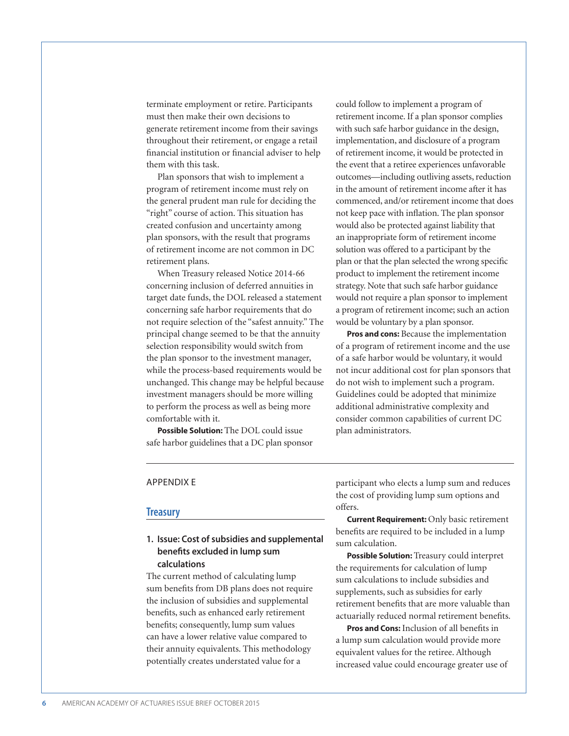terminate employment or retire. Participants must then make their own decisions to generate retirement income from their savings throughout their retirement, or engage a retail financial institution or financial adviser to help them with this task.

Plan sponsors that wish to implement a program of retirement income must rely on the general prudent man rule for deciding the "right" course of action. This situation has created confusion and uncertainty among plan sponsors, with the result that programs of retirement income are not common in DC retirement plans.

When Treasury released Notice 2014-66 concerning inclusion of deferred annuities in target date funds, the DOL released a statement concerning safe harbor requirements that do not require selection of the "safest annuity." The principal change seemed to be that the annuity selection responsibility would switch from the plan sponsor to the investment manager, while the process-based requirements would be unchanged. This change may be helpful because investment managers should be more willing to perform the process as well as being more comfortable with it.

**Possible Solution:** The DOL could issue safe harbor guidelines that a DC plan sponsor could follow to implement a program of retirement income. If a plan sponsor complies with such safe harbor guidance in the design, implementation, and disclosure of a program of retirement income, it would be protected in the event that a retiree experiences unfavorable outcomes—including outliving assets, reduction in the amount of retirement income after it has commenced, and/or retirement income that does not keep pace with inflation. The plan sponsor would also be protected against liability that an inappropriate form of retirement income solution was offered to a participant by the plan or that the plan selected the wrong specific product to implement the retirement income strategy. Note that such safe harbor guidance would not require a plan sponsor to implement a program of retirement income; such an action would be voluntary by a plan sponsor.

**Pros and cons:** Because the implementation of a program of retirement income and the use of a safe harbor would be voluntary, it would not incur additional cost for plan sponsors that do not wish to implement such a program. Guidelines could be adopted that minimize additional administrative complexity and consider common capabilities of current DC plan administrators.

---

APPENDIX E

## Treasury

### 1. Issue: Cost of subsidies and supplemental benefits excluded in lump sum calculations

The current method of calculating lump sum benefits from DB plans does not require the inclusion of subsidies and supplemental benefits, such as enhanced early retirement benefits; consequently, lump sum values can have a lower relative value compared to their annuity equivalents. This methodology potentially creates understated value for a participant who elects a lump sum and reduces the cost of providing lump sum options and offers.

**Current Requirement:** Only basic retirement benefits are required to be included in a lump sum calculation.

**Possible Solution:** Treasury could interpret the requirements for calculation of lump sum calculations to include subsidies and supplements, such as subsidies for early retirement benefits that are more valuable than actuarially reduced normal retirement benefits.

**Pros and Cons:** Inclusion of all benefits in a lump sum calculation would provide more equivalent values for the retiree. Although increased value could encourage greater use of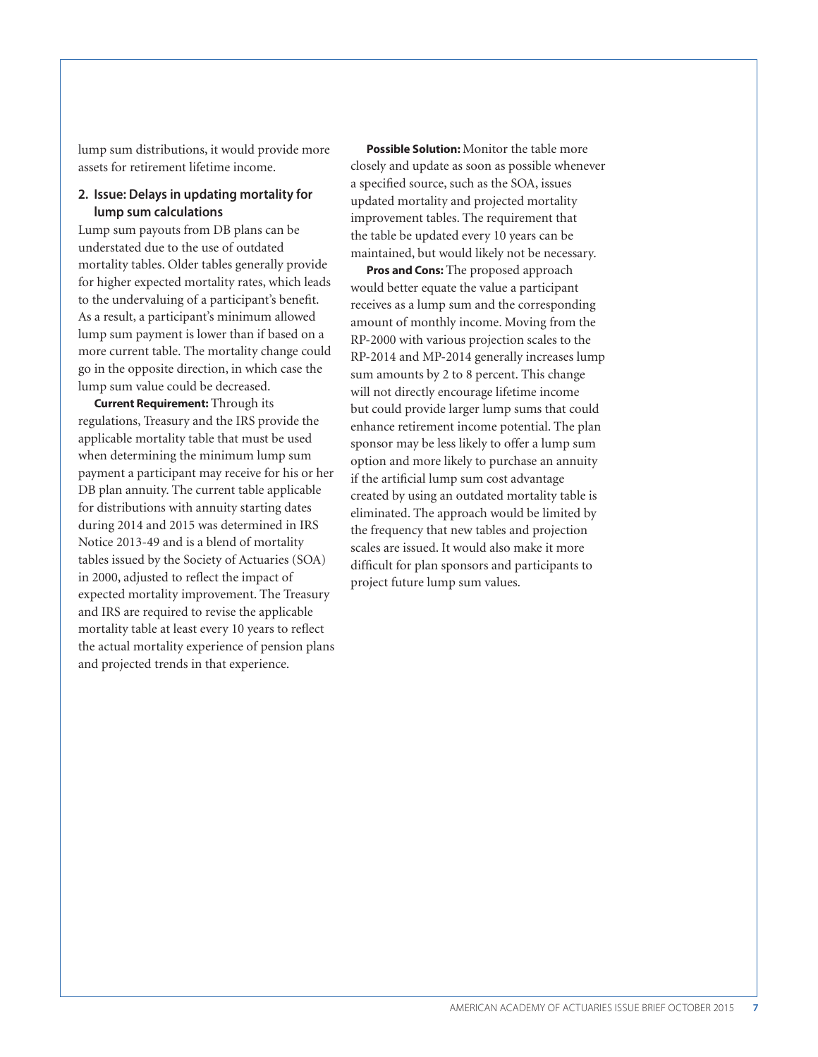lump sum distributions, it would provide more assets for retirement lifetime income.

### 2. Issue: Delays in updating mortality for lump sum calculations

Lump sum payouts from DB plans can be understated due to the use of outdated mortality tables. Older tables generally provide for higher expected mortality rates, which leads to the undervaluing of a participant's benefit. As a result, a participant's minimum allowed lump sum payment is lower than if based on a more current table. The mortality change could go in the opposite direction, in which case the lump sum value could be decreased.

**Current Requirement:** Through its regulations, Treasury and the IRS provide the applicable mortality table that must be used when determining the minimum lump sum payment a participant may receive for his or her DB plan annuity. The current table applicable for distributions with annuity starting dates during 2014 and 2015 was determined in IRS Notice 2013-49 and is a blend of mortality tables issued by the Society of Actuaries (SOA) in 2000, adjusted to reflect the impact of expected mortality improvement. The Treasury and IRS are required to revise the applicable mortality table at least every 10 years to reflect the actual mortality experience of pension plans and projected trends in that experience.

**Possible Solution:** Monitor the table more closely and update as soon as possible whenever a specified source, such as the SOA, issues updated mortality and projected mortality improvement tables. The requirement that the table be updated every 10 years can be maintained, but would likely not be necessary.

**Pros and Cons:** The proposed approach would better equate the value a participant receives as a lump sum and the corresponding amount of monthly income. Moving from the RP-2000 with various projection scales to the RP-2014 and MP-2014 generally increases lump sum amounts by 2 to 8 percent. This change will not directly encourage lifetime income but could provide larger lump sums that could enhance retirement income potential. The plan sponsor may be less likely to offer a lump sum option and more likely to purchase an annuity if the artificial lump sum cost advantage created by using an outdated mortality table is eliminated. The approach would be limited by the frequency that new tables and projection scales are issued. It would also make it more difficult for plan sponsors and participants to project future lump sum values.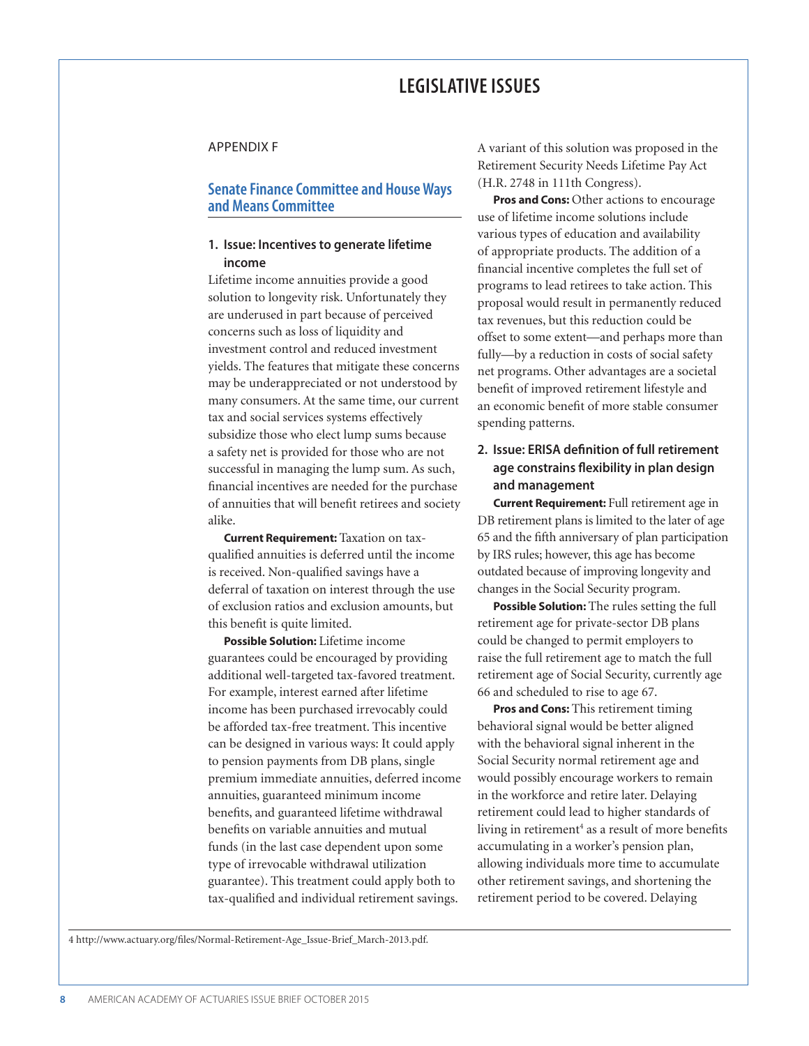# LEGISLATIVE ISSUES

APPENDIX F

## Senate Finance Committee and House Ways and Means Committee

### 1. Issue: Incentives to generate lifetime income

Lifetime income annuities provide a good solution to longevity risk. Unfortunately they are underused in part because of perceived concerns such as loss of liquidity and investment control and reduced investment yields. The features that mitigate these concerns may be underappreciated or not understood by many consumers. At the same time, our current tax and social services systems effectively subsidize those who elect lump sums because a safety net is provided for those who are not successful in managing the lump sum. As such, financial incentives are needed for the purchase of annuities that will benefit retirees and society alike.

**Current Requirement:** Taxation on tax-qualified annuities is deferred until the income is received. Non-qualified savings have a deferral of taxation on interest through the use of exclusion ratios and exclusion amounts, but this benefit is quite limited.

**Possible Solution:** Lifetime income guarantees could be encouraged by providing additional well-targeted tax-favored treatment. For example, interest earned after lifetime income has been purchased irrevocably could be afforded tax-free treatment. This incentive can be designed in various ways: It could apply to pension payments from DB plans, single premium immediate annuities, deferred income annuities, guaranteed minimum income benefits, and guaranteed lifetime withdrawal benefits on variable annuities and mutual funds (in the last case dependent upon some type of irrevocable withdrawal utilization guarantee). This treatment could apply both to tax-qualified and individual retirement savings. A variant of this solution was proposed in the Retirement Security Needs Lifetime Pay Act (H.R. 2748 in 111th Congress).

**Pros and Cons:** Other actions to encourage use of lifetime income solutions include various types of education and availability of appropriate products. The addition of a financial incentive completes the full set of programs to lead retirees to take action. This proposal would result in permanently reduced tax revenues, but this reduction could be offset to some extent—and perhaps more than fully—by a reduction in costs of social safety net programs. Other advantages are a societal benefit of improved retirement lifestyle and an economic benefit of more stable consumer spending patterns.

### 2. Issue: ERISA definition of full retirement age constrains flexibility in plan design and management

**Current Requirement:** Full retirement age in DB retirement plans is limited to the later of age 65 and the fifth anniversary of plan participation by IRS rules; however, this age has become outdated because of improving longevity and changes in the Social Security program.

**Possible Solution:** The rules setting the full retirement age for private-sector DB plans could be changed to permit employers to raise the full retirement age to match the full retirement age of Social Security, currently age 66 and scheduled to rise to age 67.

**Pros and Cons:** This retirement timing behavioral signal would be better aligned with the behavioral signal inherent in the Social Security normal retirement age and would possibly encourage workers to remain in the workforce and retire later. Delaying retirement could lead to higher standards of living in retirement[4] as a result of more benefits accumulating in a worker's pension plan, allowing individuals more time to accumulate other retirement savings, and shortening the retirement period to be covered. Delaying

4 http://www.actuary.org/files/Normal-Retirement-Age_Issue-Brief_March-2013.pdf.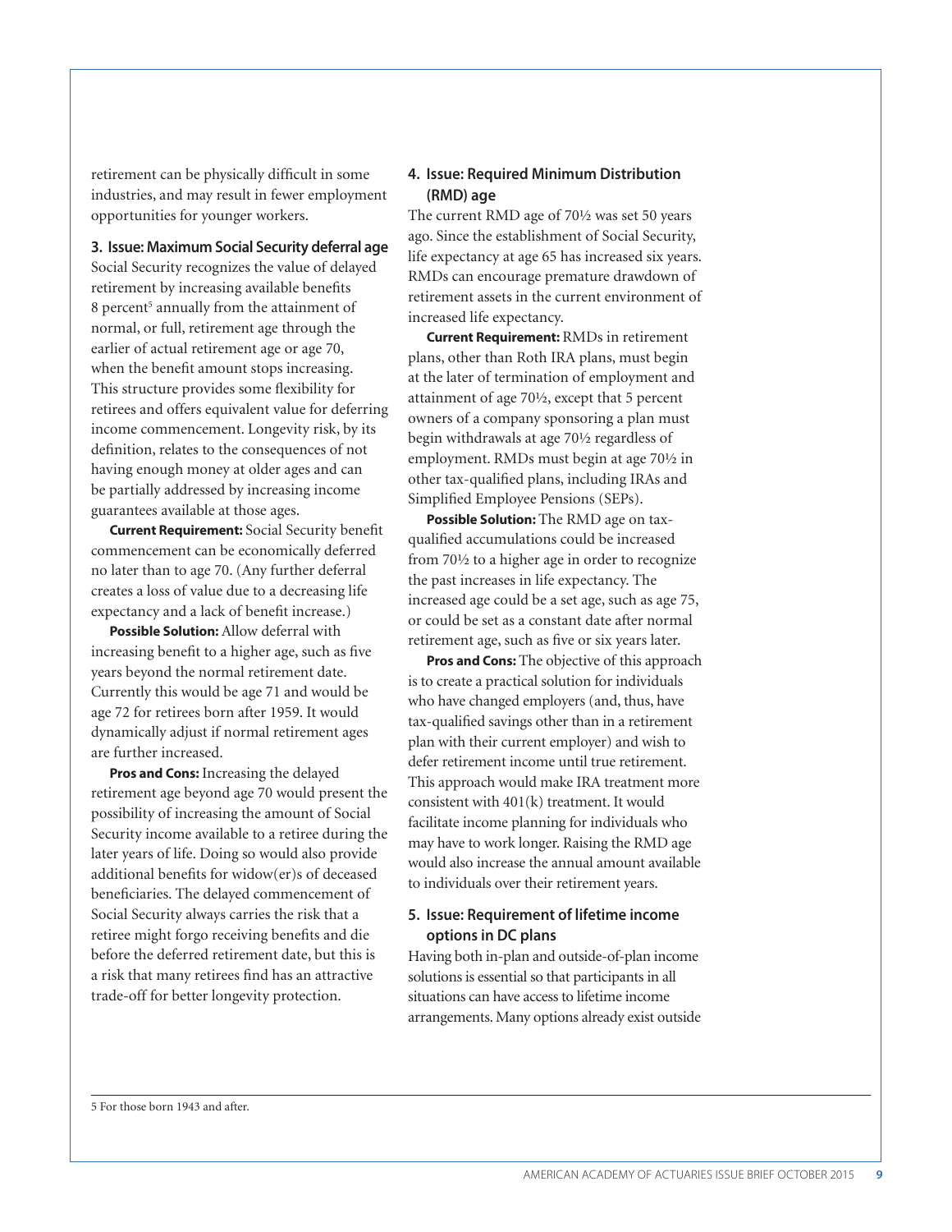retirement can be physically difficult in some industries, and may result in fewer employment opportunities for younger workers.

### 3. Issue: Maximum Social Security deferral age

Social Security recognizes the value of delayed retirement by increasing available benefits 8 percent[5] annually from the attainment of normal, or full, retirement age through the earlier of actual retirement age or age 70, when the benefit amount stops increasing. This structure provides some flexibility for retirees and offers equivalent value for deferring income commencement. Longevity risk, by its definition, relates to the consequences of not having enough money at older ages and can be partially addressed by increasing income guarantees available at those ages.

**Current Requirement:** Social Security benefit commencement can be economically deferred no later than to age 70. (Any further deferral creates a loss of value due to a decreasing life expectancy and a lack of benefit increase.)

**Possible Solution:** Allow deferral with increasing benefit to a higher age, such as five years beyond the normal retirement date. Currently this would be age 71 and would be age 72 for retirees born after 1959. It would dynamically adjust if normal retirement ages are further increased.

**Pros and Cons:** Increasing the delayed retirement age beyond age 70 would present the possibility of increasing the amount of Social Security income available to a retiree during the later years of life. Doing so would also provide additional benefits for widow(er)s of deceased beneficiaries. The delayed commencement of Social Security always carries the risk that a retiree might forgo receiving benefits and die before the deferred retirement date, but this is a risk that many retirees find has an attractive trade-off for better longevity protection.

### 4. Issue: Required Minimum Distribution (RMD) age

The current RMD age of 70½ was set 50 years ago. Since the establishment of Social Security, life expectancy at age 65 has increased six years. RMDs can encourage premature drawdown of retirement assets in the current environment of increased life expectancy.

**Current Requirement:** RMDs in retirement plans, other than Roth IRA plans, must begin at the later of termination of employment and attainment of age 70½, except that 5 percent owners of a company sponsoring a plan must begin withdrawals at age 70½ regardless of employment. RMDs must begin at age 70½ in other tax-qualified plans, including IRAs and Simplified Employee Pensions (SEPs).

**Possible Solution:** The RMD age on tax-qualified accumulations could be increased from 70½ to a higher age in order to recognize the past increases in life expectancy. The increased age could be a set age, such as age 75, or could be set as a constant date after normal retirement age, such as five or six years later.

**Pros and Cons:** The objective of this approach is to create a practical solution for individuals who have changed employers (and, thus, have tax-qualified savings other than in a retirement plan with their current employer) and wish to defer retirement income until true retirement. This approach would make IRA treatment more consistent with 401(k) treatment. It would facilitate income planning for individuals who may have to work longer. Raising the RMD age would also increase the annual amount available to individuals over their retirement years.

### 5. Issue: Requirement of lifetime income options in DC plans

Having both in-plan and outside-of-plan income solutions is essential so that participants in all situations can have access to lifetime income arrangements. Many options already exist outside

---

5 For those born 1943 and after.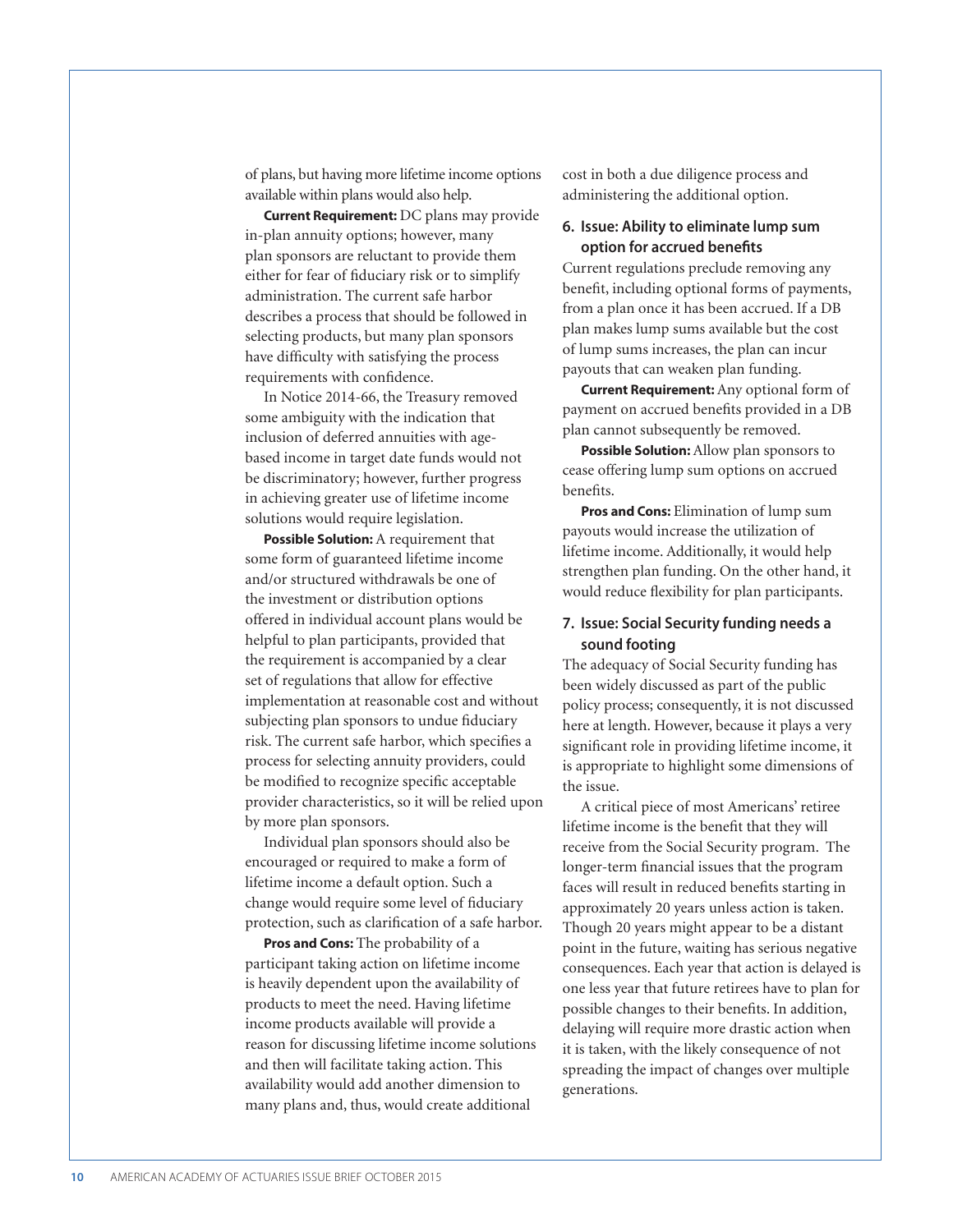of plans, but having more lifetime income options available within plans would also help.

**Current Requirement:** DC plans may provide in-plan annuity options; however, many plan sponsors are reluctant to provide them either for fear of fiduciary risk or to simplify administration. The current safe harbor describes a process that should be followed in selecting products, but many plan sponsors have difficulty with satisfying the process requirements with confidence.

In Notice 2014-66, the Treasury removed some ambiguity with the indication that inclusion of deferred annuities with age-based income in target date funds would not be discriminatory; however, further progress in achieving greater use of lifetime income solutions would require legislation.

**Possible Solution:** A requirement that some form of guaranteed lifetime income and/or structured withdrawals be one of the investment or distribution options offered in individual account plans would be helpful to plan participants, provided that the requirement is accompanied by a clear set of regulations that allow for effective implementation at reasonable cost and without subjecting plan sponsors to undue fiduciary risk. The current safe harbor, which specifies a process for selecting annuity providers, could be modified to recognize specific acceptable provider characteristics, so it will be relied upon by more plan sponsors.

Individual plan sponsors should also be encouraged or required to make a form of lifetime income a default option. Such a change would require some level of fiduciary protection, such as clarification of a safe harbor.

**Pros and Cons:** The probability of a participant taking action on lifetime income is heavily dependent upon the availability of products to meet the need. Having lifetime income products available will provide a reason for discussing lifetime income solutions and then will facilitate taking action. This availability would add another dimension to many plans and, thus, would create additional cost in both a due diligence process and administering the additional option.

### 6. Issue: Ability to eliminate lump sum option for accrued benefits

Current regulations preclude removing any benefit, including optional forms of payments, from a plan once it has been accrued. If a DB plan makes lump sums available but the cost of lump sums increases, the plan can incur payouts that can weaken plan funding.

**Current Requirement:** Any optional form of payment on accrued benefits provided in a DB plan cannot subsequently be removed.

**Possible Solution:** Allow plan sponsors to cease offering lump sum options on accrued benefits.

**Pros and Cons:** Elimination of lump sum payouts would increase the utilization of lifetime income. Additionally, it would help strengthen plan funding. On the other hand, it would reduce flexibility for plan participants.

### 7. Issue: Social Security funding needs a sound footing

The adequacy of Social Security funding has been widely discussed as part of the public policy process; consequently, it is not discussed here at length. However, because it plays a very significant role in providing lifetime income, it is appropriate to highlight some dimensions of the issue.

A critical piece of most Americans' retiree lifetime income is the benefit that they will receive from the Social Security program. The longer-term financial issues that the program faces will result in reduced benefits starting in approximately 20 years unless action is taken. Though 20 years might appear to be a distant point in the future, waiting has serious negative consequences. Each year that action is delayed is one less year that future retirees have to plan for possible changes to their benefits. In addition, delaying will require more drastic action when it is taken, with the likely consequence of not spreading the impact of changes over multiple generations.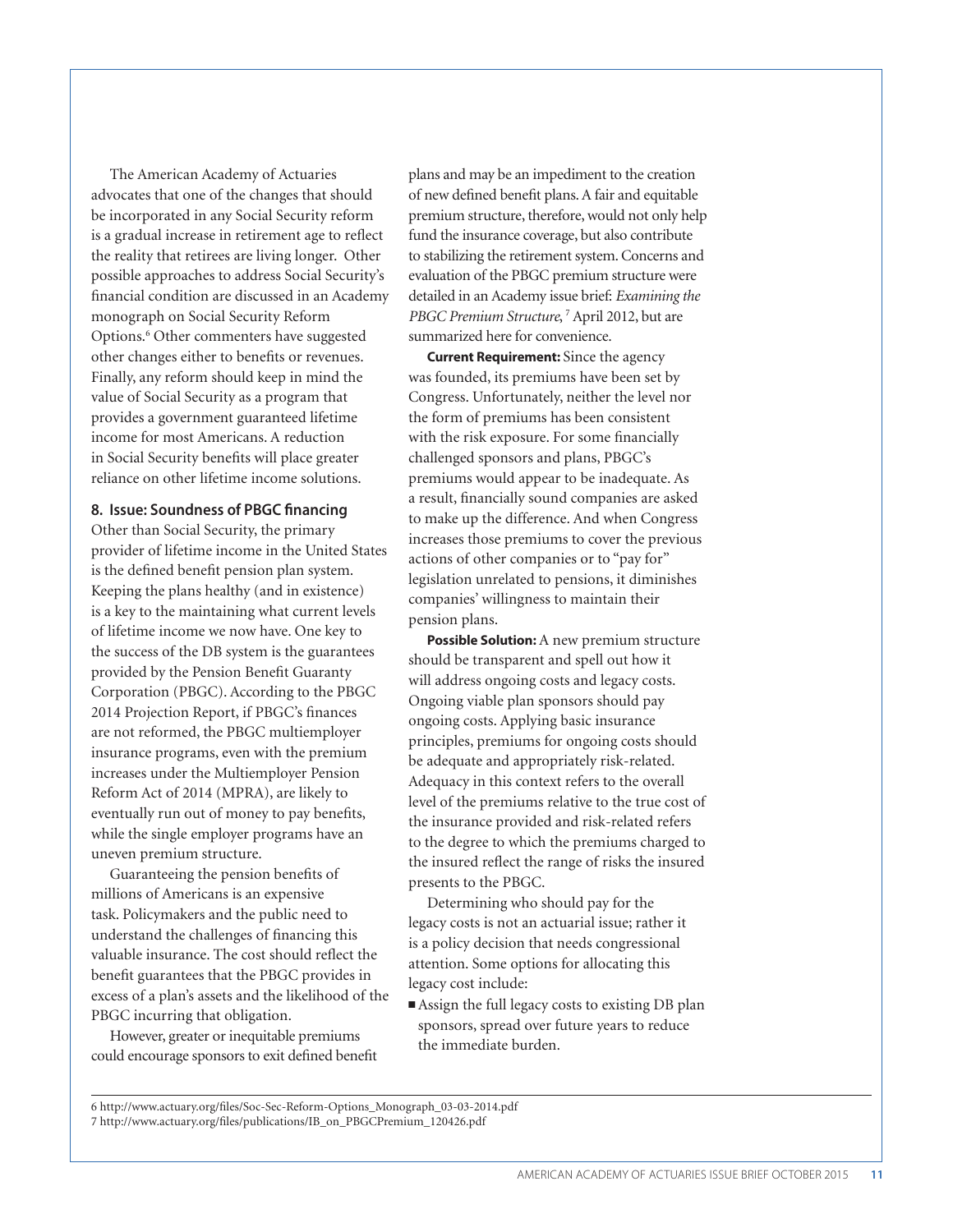The American Academy of Actuaries advocates that one of the changes that should be incorporated in any Social Security reform is a gradual increase in retirement age to reflect the reality that retirees are living longer. Other possible approaches to address Social Security's financial condition are discussed in an Academy monograph on Social Security Reform Options.[6] Other commenters have suggested other changes either to benefits or revenues. Finally, any reform should keep in mind the value of Social Security as a program that provides a government guaranteed lifetime income for most Americans. A reduction in Social Security benefits will place greater reliance on other lifetime income solutions.

### 8. Issue: Soundness of PBGC financing

Other than Social Security, the primary provider of lifetime income in the United States is the defined benefit pension plan system. Keeping the plans healthy (and in existence) is a key to the maintaining what current levels of lifetime income we now have. One key to the success of the DB system is the guarantees provided by the Pension Benefit Guaranty Corporation (PBGC). According to the PBGC 2014 Projection Report, if PBGC's finances are not reformed, the PBGC multiemployer insurance programs, even with the premium increases under the Multiemployer Pension Reform Act of 2014 (MPRA), are likely to eventually run out of money to pay benefits, while the single employer programs have an uneven premium structure.

Guaranteeing the pension benefits of millions of Americans is an expensive task. Policymakers and the public need to understand the challenges of financing this valuable insurance. The cost should reflect the benefit guarantees that the PBGC provides in excess of a plan's assets and the likelihood of the PBGC incurring that obligation.

However, greater or inequitable premiums could encourage sponsors to exit defined benefit plans and may be an impediment to the creation of new defined benefit plans. A fair and equitable premium structure, therefore, would not only help fund the insurance coverage, but also contribute to stabilizing the retirement system. Concerns and evaluation of the PBGC premium structure were detailed in an Academy issue brief: *Examining the PBGC Premium Structure,*[7] April 2012, but are summarized here for convenience.

**Current Requirement:** Since the agency was founded, its premiums have been set by Congress. Unfortunately, neither the level nor the form of premiums has been consistent with the risk exposure. For some financially challenged sponsors and plans, PBGC's premiums would appear to be inadequate. As a result, financially sound companies are asked to make up the difference. And when Congress increases those premiums to cover the previous actions of other companies or to "pay for" legislation unrelated to pensions, it diminishes companies' willingness to maintain their pension plans.

**Possible Solution:** A new premium structure should be transparent and spell out how it will address ongoing costs and legacy costs. Ongoing viable plan sponsors should pay ongoing costs. Applying basic insurance principles, premiums for ongoing costs should be adequate and appropriately risk-related. Adequacy in this context refers to the overall level of the premiums relative to the true cost of the insurance provided and risk-related refers to the degree to which the premiums charged to the insured reflect the range of risks the insured presents to the PBGC.

Determining who should pay for the legacy costs is not an actuarial issue; rather it is a policy decision that needs congressional attention. Some options for allocating this legacy cost include:

- Assign the full legacy costs to existing DB plan sponsors, spread over future years to reduce the immediate burden.

---

6 http://www.actuary.org/files/Soc-Sec-Reform-Options_Monograph_03-03-2014.pdf
7 http://www.actuary.org/files/publications/IB_on_PBGCPremium_120426.pdf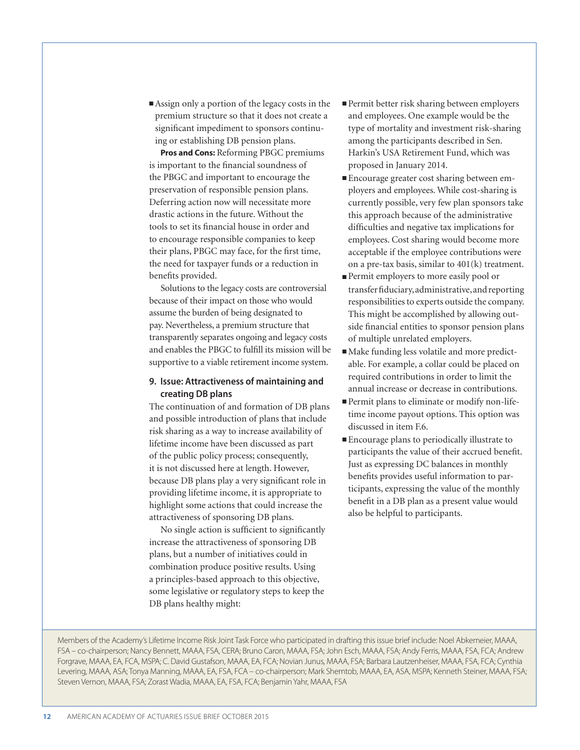- Assign only a portion of the legacy costs in the premium structure so that it does not create a significant impediment to sponsors continuing or establishing DB pension plans.

**Pros and Cons:** Reforming PBGC premiums is important to the financial soundness of the PBGC and important to encourage the preservation of responsible pension plans. Deferring action now will necessitate more drastic actions in the future. Without the tools to set its financial house in order and to encourage responsible companies to keep their plans, PBGC may face, for the first time, the need for taxpayer funds or a reduction in benefits provided.

Solutions to the legacy costs are controversial because of their impact on those who would assume the burden of being designated to pay. Nevertheless, a premium structure that transparently separates ongoing and legacy costs and enables the PBGC to fulfill its mission will be supportive to a viable retirement income system.

### 9. Issue: Attractiveness of maintaining and creating DB plans

The continuation of and formation of DB plans and possible introduction of plans that include risk sharing as a way to increase availability of lifetime income have been discussed as part of the public policy process; consequently, it is not discussed here at length. However, because DB plans play a very significant role in providing lifetime income, it is appropriate to highlight some actions that could increase the attractiveness of sponsoring DB plans.

No single action is sufficient to significantly increase the attractiveness of sponsoring DB plans, but a number of initiatives could in combination produce positive results. Using a principles-based approach to this objective, some legislative or regulatory steps to keep the DB plans healthy might:

- Permit better risk sharing between employers and employees. One example would be the type of mortality and investment risk-sharing among the participants described in Sen. Harkin's USA Retirement Fund, which was proposed in January 2014.
- Encourage greater cost sharing between employers and employees. While cost-sharing is currently possible, very few plan sponsors take this approach because of the administrative difficulties and negative tax implications for employees. Cost sharing would become more acceptable if the employee contributions were on a pre-tax basis, similar to 401(k) treatment.
- Permit employers to more easily pool or transfer fiduciary, administrative, and reporting responsibilities to experts outside the company. This might be accomplished by allowing outside financial entities to sponsor pension plans of multiple unrelated employers.
- Make funding less volatile and more predictable. For example, a collar could be placed on required contributions in order to limit the annual increase or decrease in contributions.
- Permit plans to eliminate or modify non-lifetime income payout options. This option was discussed in item F.6.
- Encourage plans to periodically illustrate to participants the value of their accrued benefit. Just as expressing DC balances in monthly benefits provides useful information to participants, expressing the value of the monthly benefit in a DB plan as a present value would also be helpful to participants.

Members of the Academy's Lifetime Income Risk Joint Task Force who participated in drafting this issue brief include: Noel Abkemeier, MAAA, FSA – co-chairperson; Nancy Bennett, MAAA, FSA, CERA; Bruno Caron, MAAA, FSA; John Esch, MAAA, FSA; Andy Ferris, MAAA, FSA, FCA; Andrew Forgrave, MAAA, EA, FCA, MSPA; C. David Gustafson, MAAA, EA, FCA; Novian Junus, MAAA, FSA; Barbara Lautzenheiser, MAAA, FSA, FCA; Cynthia Levering, MAAA, ASA; Tonya Manning, MAAA, EA, FSA, FCA – co-chairperson; Mark Shemtob, MAAA, EA, ASA, MSPA; Kenneth Steiner, MAAA, FSA; Steven Vernon, MAAA, FSA; Zorast Wadia, MAAA, EA, FSA, FCA; Benjamin Yahr, MAAA, FSA